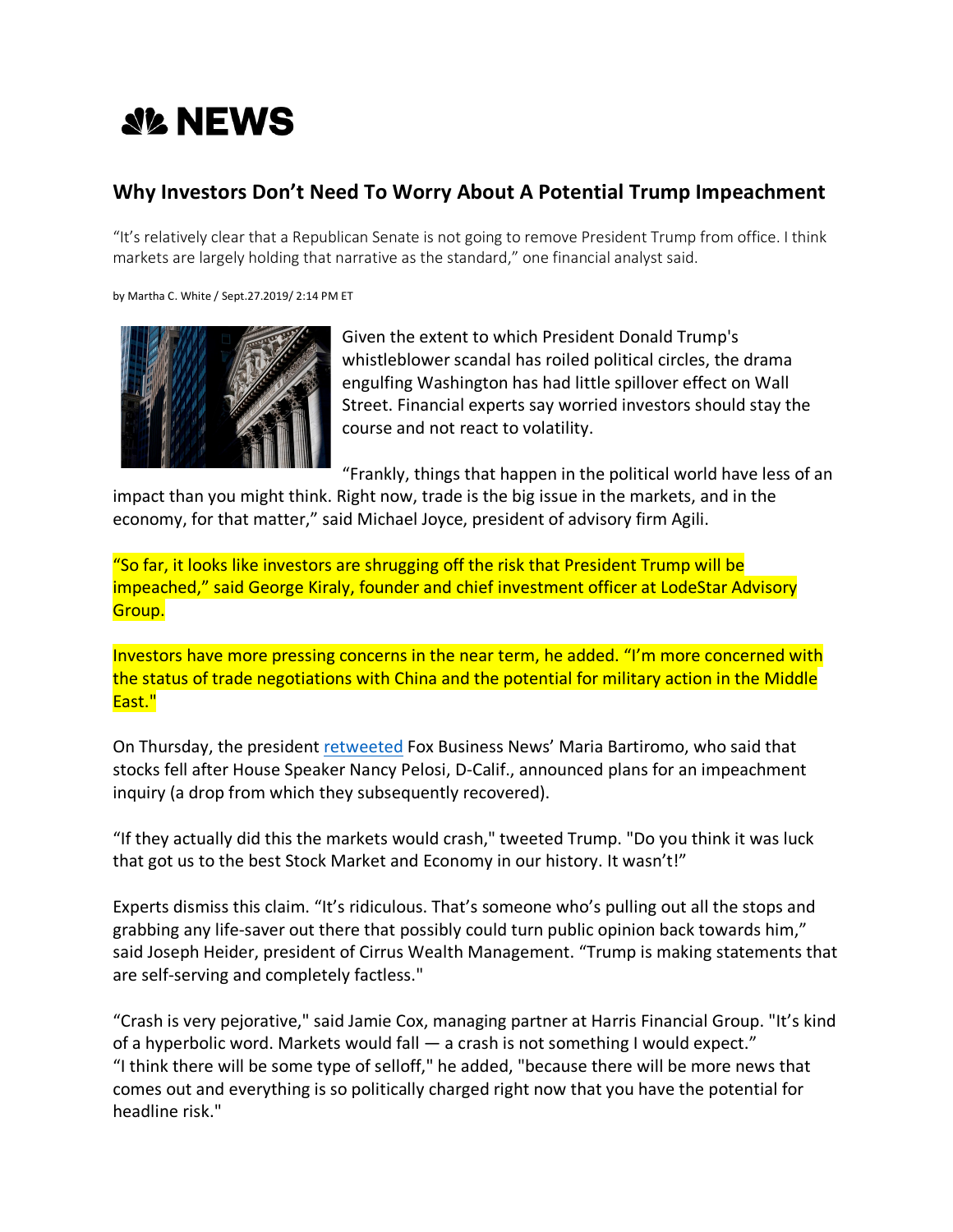# NBC NEWS

## Why Investors Don't Need To Worry About A Potential Trump Impeachment

"It's relatively clear that a Republican Senate is not going to remove President Trump from office. I think markets are largely holding that narrative as the standard," one financial analyst said.

by Martha C. White / Sept.27.2019/ 2:14 PM ET

Given the extent to which President Donald Trump's whistleblower scandal has roiled political circles, the drama engulfing Washington has had little spillover effect on Wall Street. Financial experts say worried investors should stay the course and not react to volatility.

"Frankly, things that happen in the political world have less of an impact than you might think. Right now, trade is the big issue in the markets, and in the economy, for that matter," said Michael Joyce, president of advisory firm Agili.

"So far, it looks like investors are shrugging off the risk that President Trump will be impeached," said George Kiraly, founder and chief investment officer at LodeStar Advisory Group.

Investors have more pressing concerns in the near term, he added. "I'm more concerned with the status of trade negotiations with China and the potential for military action in the Middle East."

On Thursday, the president retweeted Fox Business News' Maria Bartiromo, who said that stocks fell after House Speaker Nancy Pelosi, D-Calif., announced plans for an impeachment inquiry (a drop from which they subsequently recovered).

"If they actually did this the markets would crash," tweeted Trump. "Do you think it was luck that got us to the best Stock Market and Economy in our history. It wasn't!"

Experts dismiss this claim. "It's ridiculous. That's someone who's pulling out all the stops and grabbing any life-saver out there that possibly could turn public opinion back towards him," said Joseph Heider, president of Cirrus Wealth Management. "Trump is making statements that are self-serving and completely factless."

"Crash is very pejorative," said Jamie Cox, managing partner at Harris Financial Group. "It's kind of a hyperbolic word. Markets would fall — a crash is not something I would expect."
"I think there will be some type of selloff," he added, "because there will be more news that comes out and everything is so politically charged right now that you have the potential for headline risk."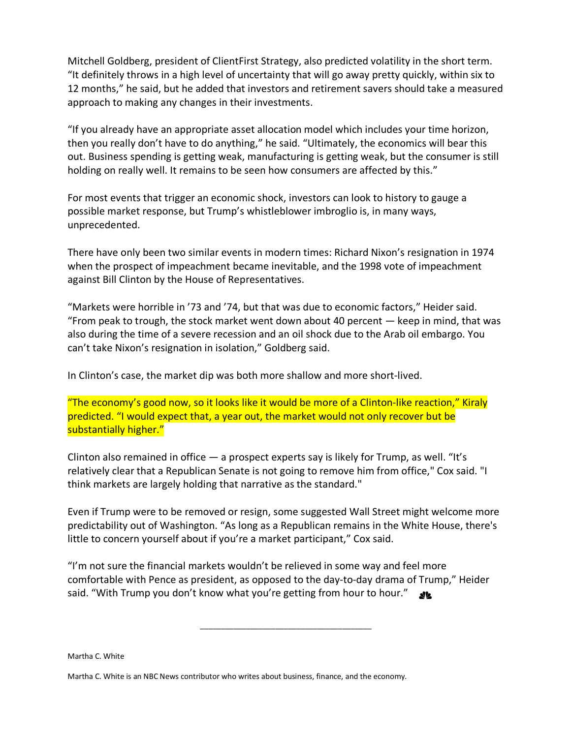Mitchell Goldberg, president of ClientFirst Strategy, also predicted volatility in the short term. “It definitely throws in a high level of uncertainty that will go away pretty quickly, within six to 12 months,” he said, but he added that investors and retirement savers should take a measured approach to making any changes in their investments.

“If you already have an appropriate asset allocation model which includes your time horizon, then you really don’t have to do anything,” he said. “Ultimately, the economics will bear this out. Business spending is getting weak, manufacturing is getting weak, but the consumer is still holding on really well. It remains to be seen how consumers are affected by this.”

For most events that trigger an economic shock, investors can look to history to gauge a possible market response, but Trump’s whistleblower imbroglio is, in many ways, unprecedented.

There have only been two similar events in modern times: Richard Nixon’s resignation in 1974 when the prospect of impeachment became inevitable, and the 1998 vote of impeachment against Bill Clinton by the House of Representatives.

“Markets were horrible in ’73 and ’74, but that was due to economic factors,” Heider said. “From peak to trough, the stock market went down about 40 percent — keep in mind, that was also during the time of a severe recession and an oil shock due to the Arab oil embargo. You can’t take Nixon’s resignation in isolation,” Goldberg said.

In Clinton’s case, the market dip was both more shallow and more short-lived.

“The economy’s good now, so it looks like it would be more of a Clinton-like reaction,” Kiraly predicted. “I would expect that, a year out, the market would not only recover but be substantially higher.”

Clinton also remained in office — a prospect experts say is likely for Trump, as well. “It’s relatively clear that a Republican Senate is not going to remove him from office," Cox said. "I think markets are largely holding that narrative as the standard."

Even if Trump were to be removed or resign, some suggested Wall Street might welcome more predictability out of Washington. “As long as a Republican remains in the White House, there's little to concern yourself about if you’re a market participant,” Cox said.

“I’m not sure the financial markets wouldn’t be relieved in some way and feel more comfortable with Pence as president, as opposed to the day-to-day drama of Trump,” Heider said. “With Trump you don’t know what you’re getting from hour to hour.”

---

Martha C. White

Martha C. White is an NBC News contributor who writes about business, finance, and the economy.